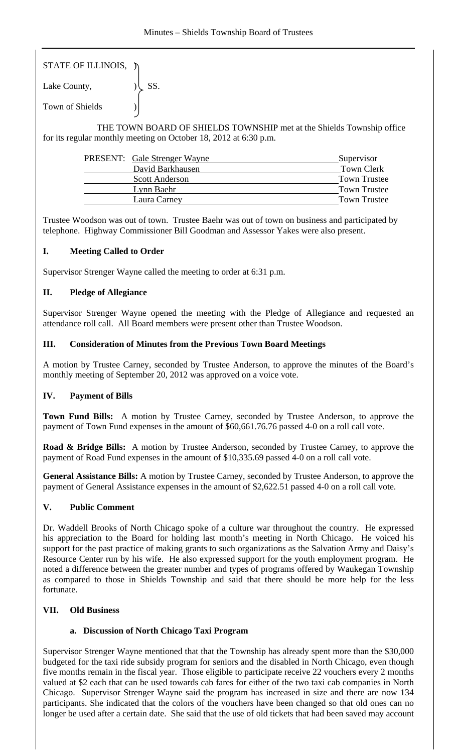STATE OF ILLINOIS, )
Lake County, ) SS.
Town of Shields )

THE TOWN BOARD OF SHIELDS TOWNSHIP met at the Shields Township office for its regular monthly meeting on October 18, 2012 at 6:30 p.m.

| PRESENT: | | |
|---|---|---|
| | Gale Strenger Wayne | Supervisor |
| | David Barkhausen | Town Clerk |
| | Scott Anderson | Town Trustee |
| | Lynn Baehr | Town Trustee |
| | Laura Carney | Town Trustee |

Trustee Woodson was out of town. Trustee Baehr was out of town on business and participated by telephone. Highway Commissioner Bill Goodman and Assessor Yakes were also present.

## I. Meeting Called to Order

Supervisor Strenger Wayne called the meeting to order at 6:31 p.m.

## II. Pledge of Allegiance

Supervisor Strenger Wayne opened the meeting with the Pledge of Allegiance and requested an attendance roll call. All Board members were present other than Trustee Woodson.

## III. Consideration of Minutes from the Previous Town Board Meetings

A motion by Trustee Carney, seconded by Trustee Anderson, to approve the minutes of the Board's monthly meeting of September 20, 2012 was approved on a voice vote.

## IV. Payment of Bills

**Town Fund Bills:** A motion by Trustee Carney, seconded by Trustee Anderson, to approve the payment of Town Fund expenses in the amount of $60,661.76.76 passed 4-0 on a roll call vote.

**Road & Bridge Bills:** A motion by Trustee Anderson, seconded by Trustee Carney, to approve the payment of Road Fund expenses in the amount of $10,335.69 passed 4-0 on a roll call vote.

**General Assistance Bills:** A motion by Trustee Carney, seconded by Trustee Anderson, to approve the payment of General Assistance expenses in the amount of $2,622.51 passed 4-0 on a roll call vote.

## V. Public Comment

Dr. Waddell Brooks of North Chicago spoke of a culture war throughout the country. He expressed his appreciation to the Board for holding last month's meeting in North Chicago. He voiced his support for the past practice of making grants to such organizations as the Salvation Army and Daisy's Resource Center run by his wife. He also expressed support for the youth employment program. He noted a difference between the greater number and types of programs offered by Waukegan Township as compared to those in Shields Township and said that there should be more help for the less fortunate.

## VII. Old Business

### a. Discussion of North Chicago Taxi Program

Supervisor Strenger Wayne mentioned that that the Township has already spent more than the $30,000 budgeted for the taxi ride subsidy program for seniors and the disabled in North Chicago, even though five months remain in the fiscal year. Those eligible to participate receive 22 vouchers every 2 months valued at $2 each that can be used towards cab fares for either of the two taxi cab companies in North Chicago. Supervisor Strenger Wayne said the program has increased in size and there are now 134 participants. She indicated that the colors of the vouchers have been changed so that old ones can no longer be used after a certain date. She said that the use of old tickets that had been saved may account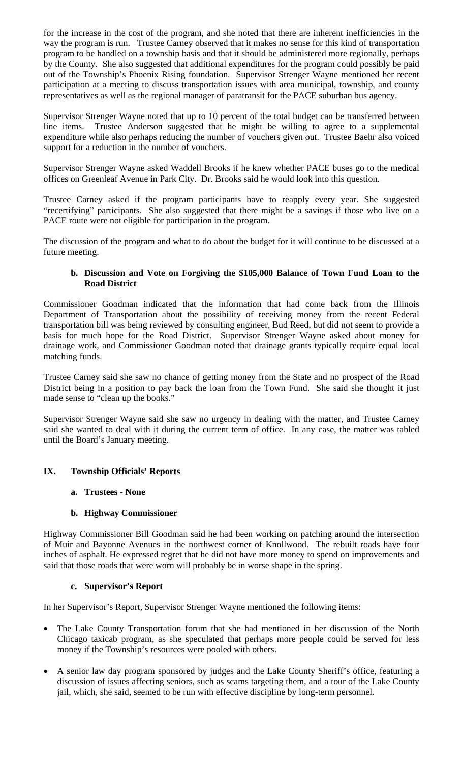for the increase in the cost of the program, and she noted that there are inherent inefficiencies in the way the program is run. Trustee Carney observed that it makes no sense for this kind of transportation program to be handled on a township basis and that it should be administered more regionally, perhaps by the County. She also suggested that additional expenditures for the program could possibly be paid out of the Township's Phoenix Rising foundation. Supervisor Strenger Wayne mentioned her recent participation at a meeting to discuss transportation issues with area municipal, township, and county representatives as well as the regional manager of paratransit for the PACE suburban bus agency.

Supervisor Strenger Wayne noted that up to 10 percent of the total budget can be transferred between line items. Trustee Anderson suggested that he might be willing to agree to a supplemental expenditure while also perhaps reducing the number of vouchers given out. Trustee Baehr also voiced support for a reduction in the number of vouchers.

Supervisor Strenger Wayne asked Waddell Brooks if he knew whether PACE buses go to the medical offices on Greenleaf Avenue in Park City. Dr. Brooks said he would look into this question.

Trustee Carney asked if the program participants have to reapply every year. She suggested "recertifying" participants. She also suggested that there might be a savings if those who live on a PACE route were not eligible for participation in the program.

The discussion of the program and what to do about the budget for it will continue to be discussed at a future meeting.

**b. Discussion and Vote on Forgiving the $105,000 Balance of Town Fund Loan to the Road District**

Commissioner Goodman indicated that the information that had come back from the Illinois Department of Transportation about the possibility of receiving money from the recent Federal transportation bill was being reviewed by consulting engineer, Bud Reed, but did not seem to provide a basis for much hope for the Road District. Supervisor Strenger Wayne asked about money for drainage work, and Commissioner Goodman noted that drainage grants typically require equal local matching funds.

Trustee Carney said she saw no chance of getting money from the State and no prospect of the Road District being in a position to pay back the loan from the Town Fund. She said she thought it just made sense to "clean up the books."

Supervisor Strenger Wayne said she saw no urgency in dealing with the matter, and Trustee Carney said she wanted to deal with it during the current term of office. In any case, the matter was tabled until the Board's January meeting.

## IX. Township Officials' Reports

**a. Trustees - None**

**b. Highway Commissioner**

Highway Commissioner Bill Goodman said he had been working on patching around the intersection of Muir and Bayonne Avenues in the northwest corner of Knollwood. The rebuilt roads have four inches of asphalt. He expressed regret that he did not have more money to spend on improvements and said that those roads that were worn will probably be in worse shape in the spring.

**c. Supervisor's Report**

In her Supervisor's Report, Supervisor Strenger Wayne mentioned the following items:

- The Lake County Transportation forum that she had mentioned in her discussion of the North Chicago taxicab program, as she speculated that perhaps more people could be served for less money if the Township's resources were pooled with others.
- A senior law day program sponsored by judges and the Lake County Sheriff's office, featuring a discussion of issues affecting seniors, such as scams targeting them, and a tour of the Lake County jail, which, she said, seemed to be run with effective discipline by long-term personnel.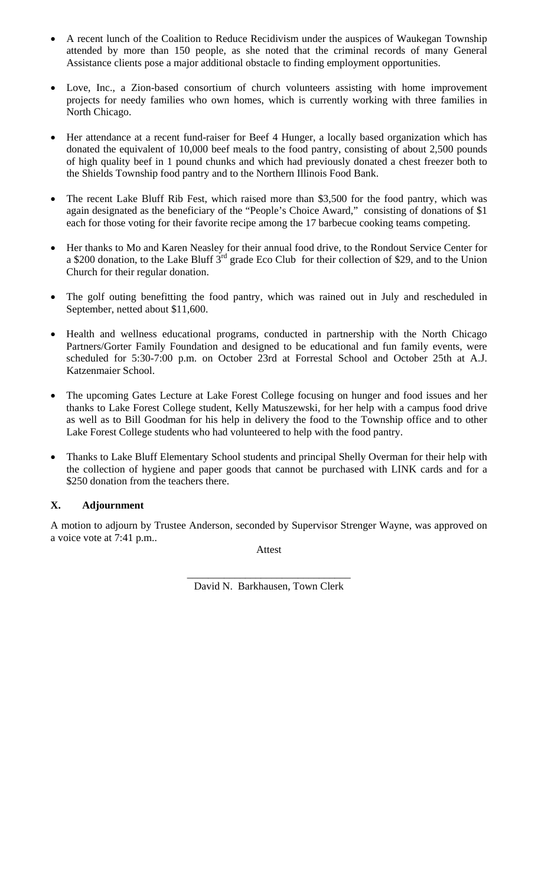- A recent lunch of the Coalition to Reduce Recidivism under the auspices of Waukegan Township attended by more than 150 people, as she noted that the criminal records of many General Assistance clients pose a major additional obstacle to finding employment opportunities.

- Love, Inc., a Zion-based consortium of church volunteers assisting with home improvement projects for needy families who own homes, which is currently working with three families in North Chicago.

- Her attendance at a recent fund-raiser for Beef 4 Hunger, a locally based organization which has donated the equivalent of 10,000 beef meals to the food pantry, consisting of about 2,500 pounds of high quality beef in 1 pound chunks and which had previously donated a chest freezer both to the Shields Township food pantry and to the Northern Illinois Food Bank.

- The recent Lake Bluff Rib Fest, which raised more than $3,500 for the food pantry, which was again designated as the beneficiary of the "People's Choice Award," consisting of donations of $1 each for those voting for their favorite recipe among the 17 barbecue cooking teams competing.

- Her thanks to Mo and Karen Neasley for their annual food drive, to the Rondout Service Center for a $200 donation, to the Lake Bluff 3rd grade Eco Club for their collection of $29, and to the Union Church for their regular donation.

- The golf outing benefitting the food pantry, which was rained out in July and rescheduled in September, netted about $11,600.

- Health and wellness educational programs, conducted in partnership with the North Chicago Partners/Gorter Family Foundation and designed to be educational and fun family events, were scheduled for 5:30-7:00 p.m. on October 23rd at Forrestal School and October 25th at A.J. Katzenmaier School.

- The upcoming Gates Lecture at Lake Forest College focusing on hunger and food issues and her thanks to Lake Forest College student, Kelly Matuszewski, for her help with a campus food drive as well as to Bill Goodman for his help in delivery the food to the Township office and to other Lake Forest College students who had volunteered to help with the food pantry.

- Thanks to Lake Bluff Elementary School students and principal Shelly Overman for their help with the collection of hygiene and paper goods that cannot be purchased with LINK cards and for a $250 donation from the teachers there.

## X. Adjournment

A motion to adjourn by Trustee Anderson, seconded by Supervisor Strenger Wayne, was approved on a voice vote at 7:41 p.m..

Attest

\_\_\_\_\_\_\_\_\_\_\_\_\_\_\_\_\_\_\_\_\_\_\_\_\_\_\_\_\_\_

David N. Barkhausen, Town Clerk